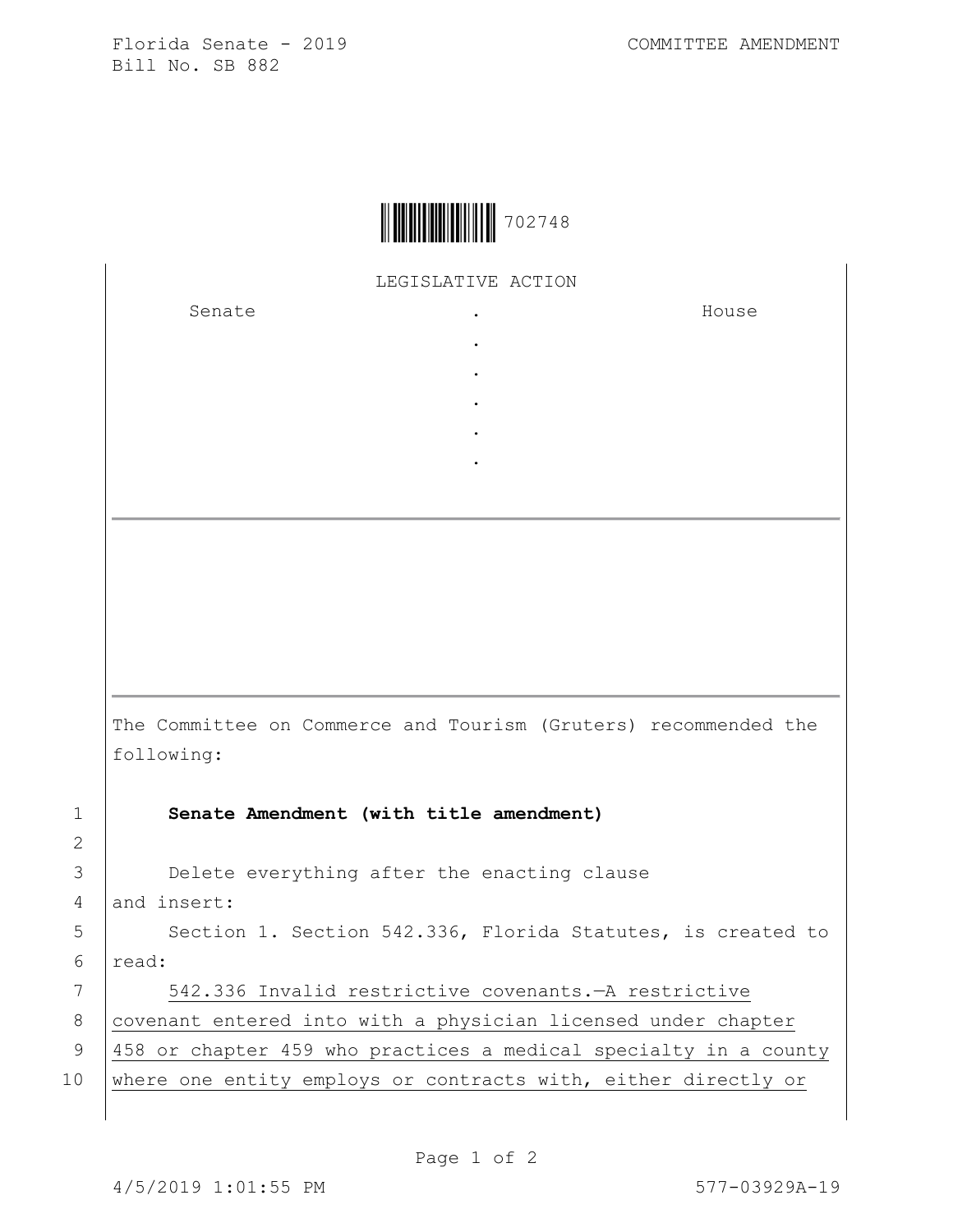Florida Senate - 2019 COMMITTEE AMENDMENT
Bill No. SB 882

702748

LEGISLATIVE ACTION

| Senate | . | House |
|---|---|---|
| | . | |
| | . | |
| | . | |
| | . | |
| | . | |

The Committee on Commerce and Tourism (Gruters) recommended the following:

1 **Senate Amendment (with title amendment)**

2

3 Delete everything after the enacting clause
4 and insert:
5 Section 1. Section 542.336, Florida Statutes, is created to
6 read:
7 542.336 Invalid restrictive covenants.—A restrictive
8 covenant entered into with a physician licensed under chapter
9 458 or chapter 459 who practices a medical specialty in a county
10 where one entity employs or contracts with, either directly or

4/5/2019 1:01:55 PM 577-03929A-19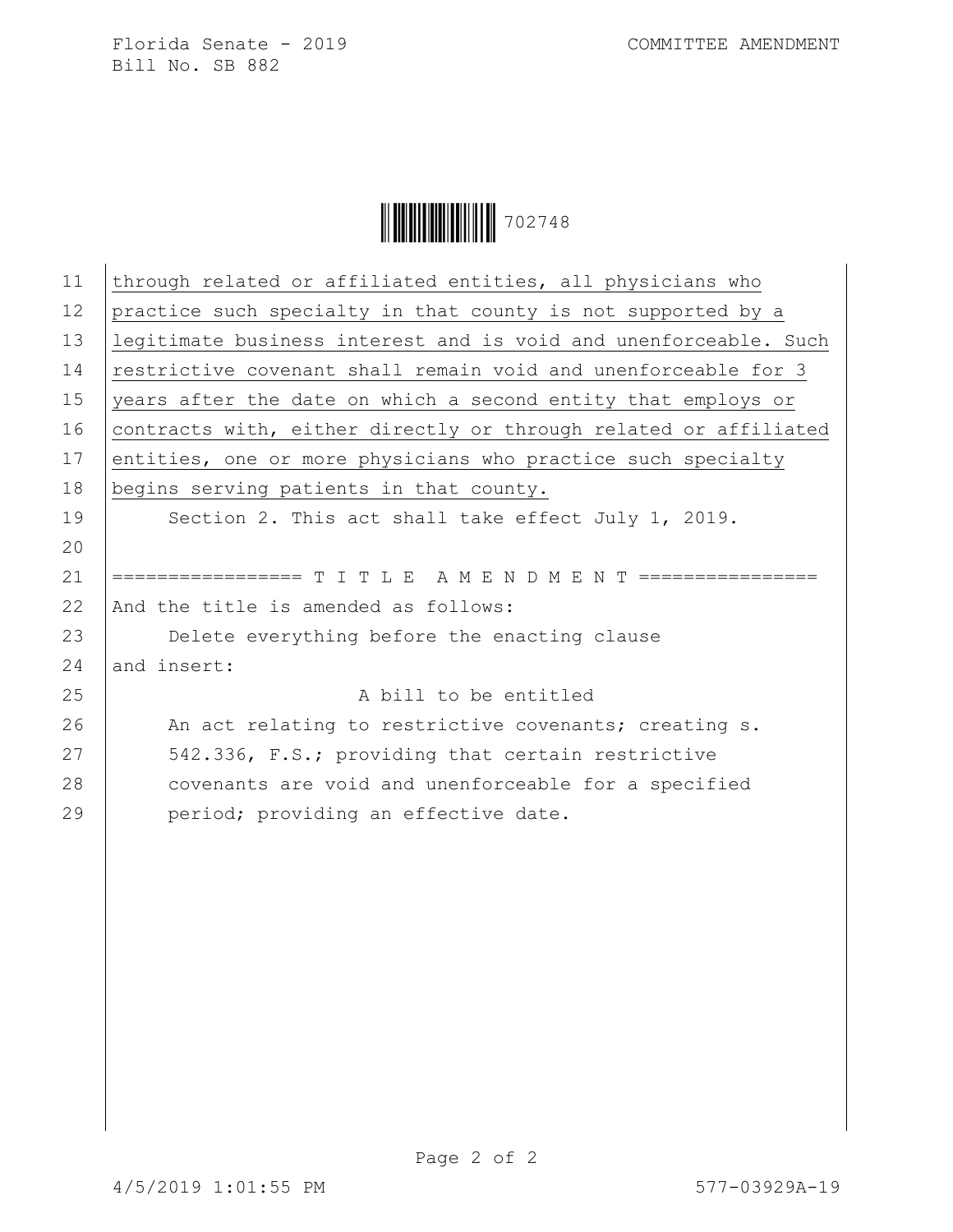through related or affiliated entities, all physicians who practice such specialty in that county is not supported by a legitimate business interest and is void and unenforceable. Such restrictive covenant shall remain void and unenforceable for 3 years after the date on which a second entity that employs or contracts with, either directly or through related or affiliated entities, one or more physicians who practice such specialty begins serving patients in that county.

Section 2. This act shall take effect July 1, 2019.

================= T I T L E A M E N D M E N T ================

And the title is amended as follows:

Delete everything before the enacting clause and insert:

A bill to be entitled

An act relating to restrictive covenants; creating s. 542.336, F.S.; providing that certain restrictive covenants are void and unenforceable for a specified period; providing an effective date.